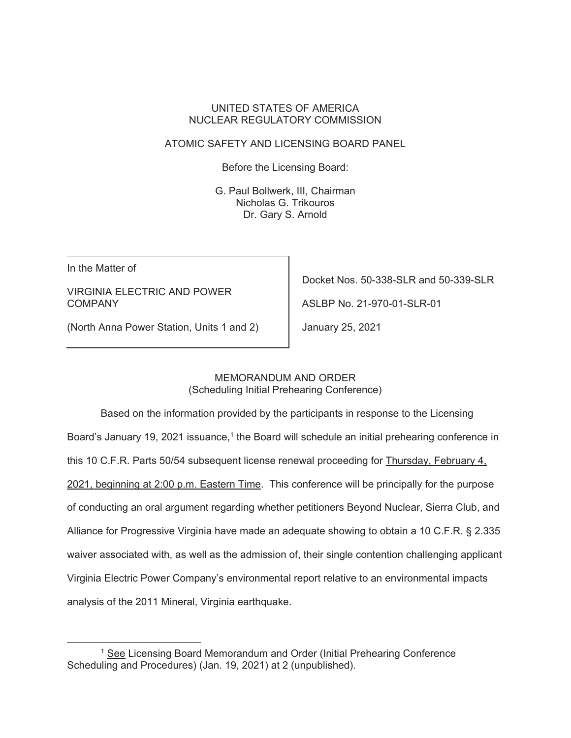UNITED STATES OF AMERICA
NUCLEAR REGULATORY COMMISSION

ATOMIC SAFETY AND LICENSING BOARD PANEL

Before the Licensing Board:

G. Paul Bollwerk, III, Chairman
Nicholas G. Trikouros
Dr. Gary S. Arnold

| | |
|---|---|
| In the Matter of<br><br>VIRGINIA ELECTRIC AND POWER COMPANY<br><br>(North Anna Power Station, Units 1 and 2) | Docket Nos. 50-338-SLR and 50-339-SLR<br><br>ASLBP No. 21-970-01-SLR-01<br><br>January 25, 2021 |

MEMORANDUM AND ORDER
(Scheduling Initial Prehearing Conference)

Based on the information provided by the participants in response to the Licensing Board's January 19, 2021 issuance,[1] the Board will schedule an initial prehearing conference in this 10 C.F.R. Parts 50/54 subsequent license renewal proceeding for Thursday, February 4, 2021, beginning at 2:00 p.m. Eastern Time. This conference will be principally for the purpose of conducting an oral argument regarding whether petitioners Beyond Nuclear, Sierra Club, and Alliance for Progressive Virginia have made an adequate showing to obtain a 10 C.F.R. § 2.335 waiver associated with, as well as the admission of, their single contention challenging applicant Virginia Electric Power Company's environmental report relative to an environmental impacts analysis of the 2011 Mineral, Virginia earthquake.

[1] See Licensing Board Memorandum and Order (Initial Prehearing Conference Scheduling and Procedures) (Jan. 19, 2021) at 2 (unpublished).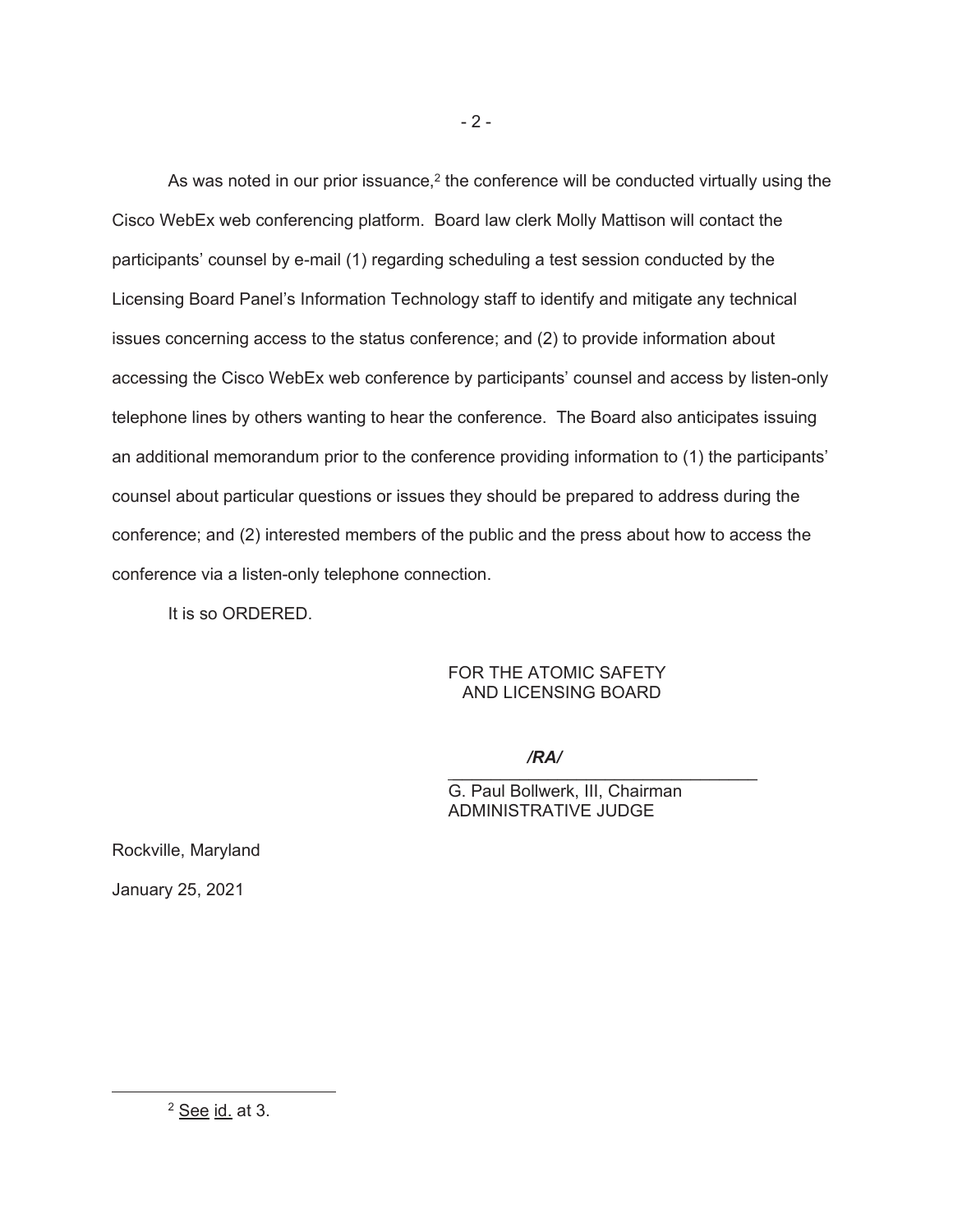As was noted in our prior issuance,[2] the conference will be conducted virtually using the Cisco WebEx web conferencing platform. Board law clerk Molly Mattison will contact the participants' counsel by e-mail (1) regarding scheduling a test session conducted by the Licensing Board Panel's Information Technology staff to identify and mitigate any technical issues concerning access to the status conference; and (2) to provide information about accessing the Cisco WebEx web conference by participants' counsel and access by listen-only telephone lines by others wanting to hear the conference. The Board also anticipates issuing an additional memorandum prior to the conference providing information to (1) the participants' counsel about particular questions or issues they should be prepared to address during the conference; and (2) interested members of the public and the press about how to access the conference via a listen-only telephone connection.

It is so ORDERED.

FOR THE ATOMIC SAFETY
AND LICENSING BOARD

*/RA/*

G. Paul Bollwerk, III, Chairman
ADMINISTRATIVE JUDGE

Rockville, Maryland

January 25, 2021

---

[2] See id. at 3.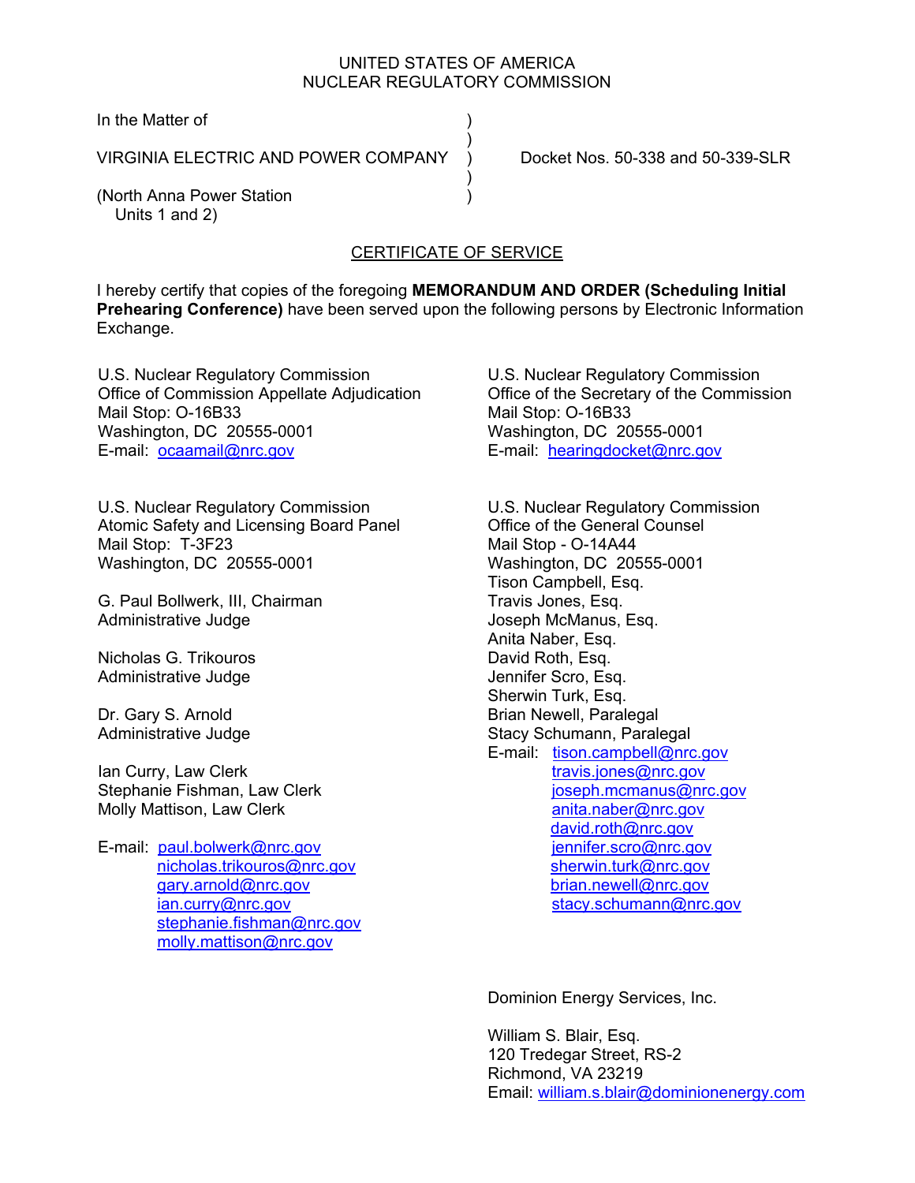UNITED STATES OF AMERICA
NUCLEAR REGULATORY COMMISSION

In the Matter of )
)
VIRGINIA ELECTRIC AND POWER COMPANY ) Docket Nos. 50-338 and 50-339-SLR
)
(North Anna Power Station )
Units 1 and 2)

## CERTIFICATE OF SERVICE

I hereby certify that copies of the foregoing **MEMORANDUM AND ORDER (Scheduling Initial Prehearing Conference)** have been served upon the following persons by Electronic Information Exchange.

U.S. Nuclear Regulatory Commission
Office of Commission Appellate Adjudication
Mail Stop: O-16B33
Washington, DC 20555-0001
E-mail: ocaamail@nrc.gov

U.S. Nuclear Regulatory Commission
Office of the Secretary of the Commission
Mail Stop: O-16B33
Washington, DC 20555-0001
E-mail: hearingdocket@nrc.gov

U.S. Nuclear Regulatory Commission
Atomic Safety and Licensing Board Panel
Mail Stop: T-3F23
Washington, DC 20555-0001

G. Paul Bollwerk, III, Chairman
Administrative Judge

Nicholas G. Trikouros
Administrative Judge

Dr. Gary S. Arnold
Administrative Judge

Ian Curry, Law Clerk
Stephanie Fishman, Law Clerk
Molly Mattison, Law Clerk

E-mail: paul.bolwerk@nrc.gov
nicholas.trikouros@nrc.gov
gary.arnold@nrc.gov
ian.curry@nrc.gov
stephanie.fishman@nrc.gov
molly.mattison@nrc.gov

U.S. Nuclear Regulatory Commission
Office of the General Counsel
Mail Stop - O-14A44
Washington, DC 20555-0001
Tison Campbell, Esq.
Travis Jones, Esq.
Joseph McManus, Esq.
Anita Naber, Esq.
David Roth, Esq.
Jennifer Scro, Esq.
Sherwin Turk, Esq.
Brian Newell, Paralegal
Stacy Schumann, Paralegal
E-mail: tison.campbell@nrc.gov
travis.jones@nrc.gov
joseph.mcmanus@nrc.gov
anita.naber@nrc.gov
david.roth@nrc.gov
jennifer.scro@nrc.gov
sherwin.turk@nrc.gov
brian.newell@nrc.gov
stacy.schumann@nrc.gov

Dominion Energy Services, Inc.

William S. Blair, Esq.
120 Tredegar Street, RS-2
Richmond, VA 23219
Email: william.s.blair@dominionenergy.com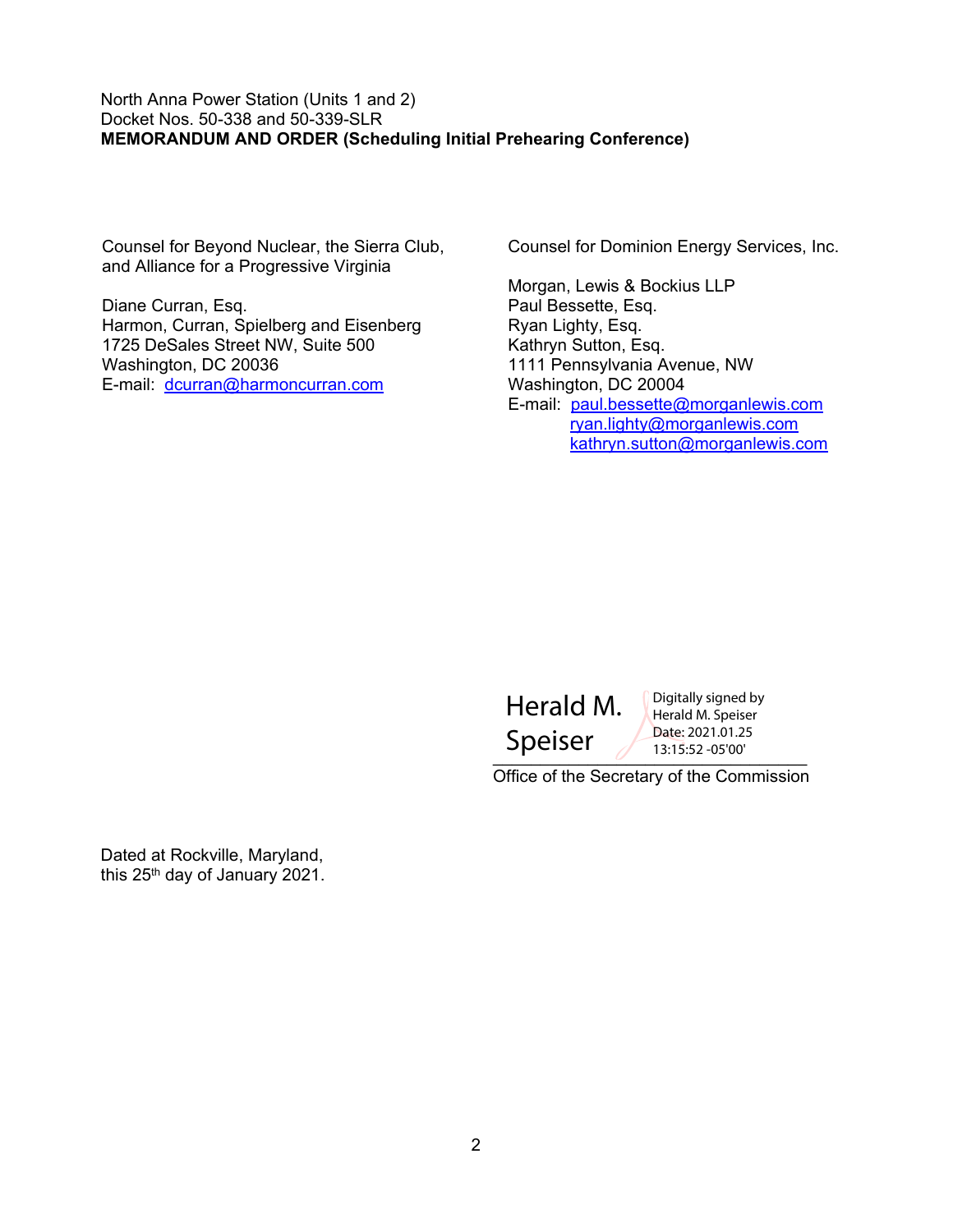North Anna Power Station (Units 1 and 2)
Docket Nos. 50-338 and 50-339-SLR
**MEMORANDUM AND ORDER (Scheduling Initial Prehearing Conference)**

Counsel for Beyond Nuclear, the Sierra Club, and Alliance for a Progressive Virginia

Diane Curran, Esq.
Harmon, Curran, Spielberg and Eisenberg
1725 DeSales Street NW, Suite 500
Washington, DC 20036
E-mail: dcurran@harmoncurran.com

Counsel for Dominion Energy Services, Inc.

Morgan, Lewis & Bockius LLP
Paul Bessette, Esq.
Ryan Lighty, Esq.
Kathryn Sutton, Esq.
1111 Pennsylvania Avenue, NW
Washington, DC 20004
E-mail: paul.bessette@morganlewis.com
ryan.lighty@morganlewis.com
kathryn.sutton@morganlewis.com

Herald M. Speiser
Digitally signed by Herald M. Speiser
Date: 2021.01.25 13:15:52 -05'00'

Office of the Secretary of the Commission

Dated at Rockville, Maryland,
this 25th day of January 2021.